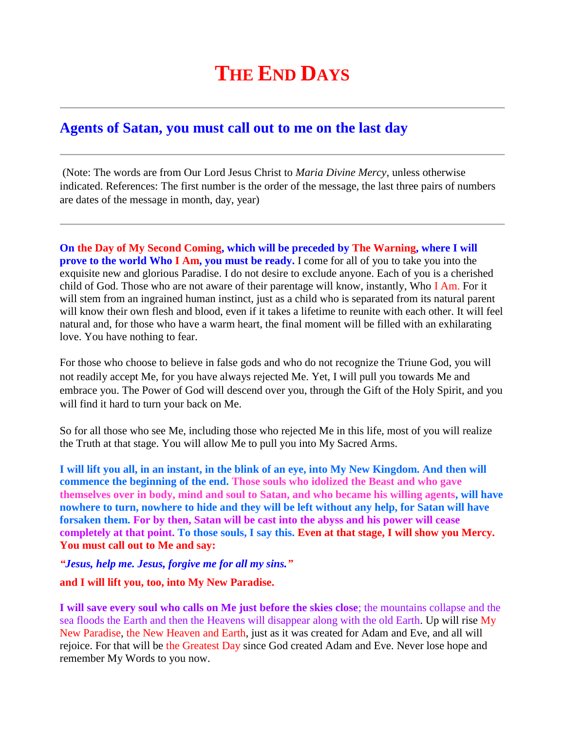# The End Days

## Agents of Satan, you must call out to me on the last day

(Note: The words are from Our Lord Jesus Christ to *Maria Divine Mercy*, unless otherwise indicated. References: The first number is the order of the message, the last three pairs of numbers are dates of the message in month, day, year)

**On the Day of My Second Coming, which will be preceded by The Warning, where I will prove to the world Who I Am, you must be ready.** I come for all of you to take you into the exquisite new and glorious Paradise. I do not desire to exclude anyone. Each of you is a cherished child of God. Those who are not aware of their parentage will know, instantly, Who I Am. For it will stem from an ingrained human instinct, just as a child who is separated from its natural parent will know their own flesh and blood, even if it takes a lifetime to reunite with each other. It will feel natural and, for those who have a warm heart, the final moment will be filled with an exhilarating love. You have nothing to fear.

For those who choose to believe in false gods and who do not recognize the Triune God, you will not readily accept Me, for you have always rejected Me. Yet, I will pull you towards Me and embrace you. The Power of God will descend over you, through the Gift of the Holy Spirit, and you will find it hard to turn your back on Me.

So for all those who see Me, including those who rejected Me in this life, most of you will realize the Truth at that stage. You will allow Me to pull you into My Sacred Arms.

**I will lift you all, in an instant, in the blink of an eye, into My New Kingdom. And then will commence the beginning of the end. Those souls who idolized the Beast and who gave themselves over in body, mind and soul to Satan, and who became his willing agents, will have nowhere to turn, nowhere to hide and they will be left without any help, for Satan will have forsaken them. For by then, Satan will be cast into the abyss and his power will cease completely at that point. To those souls, I say this. Even at that stage, I will show you Mercy. You must call out to Me and say:**

***"Jesus, help me. Jesus, forgive me for all my sins."***

**and I will lift you, too, into My New Paradise.**

**I will save every soul who calls on Me just before the skies close**; the mountains collapse and the sea floods the Earth and then the Heavens will disappear along with the old Earth. Up will rise My New Paradise, the New Heaven and Earth, just as it was created for Adam and Eve, and all will rejoice. For that will be the Greatest Day since God created Adam and Eve. Never lose hope and remember My Words to you now.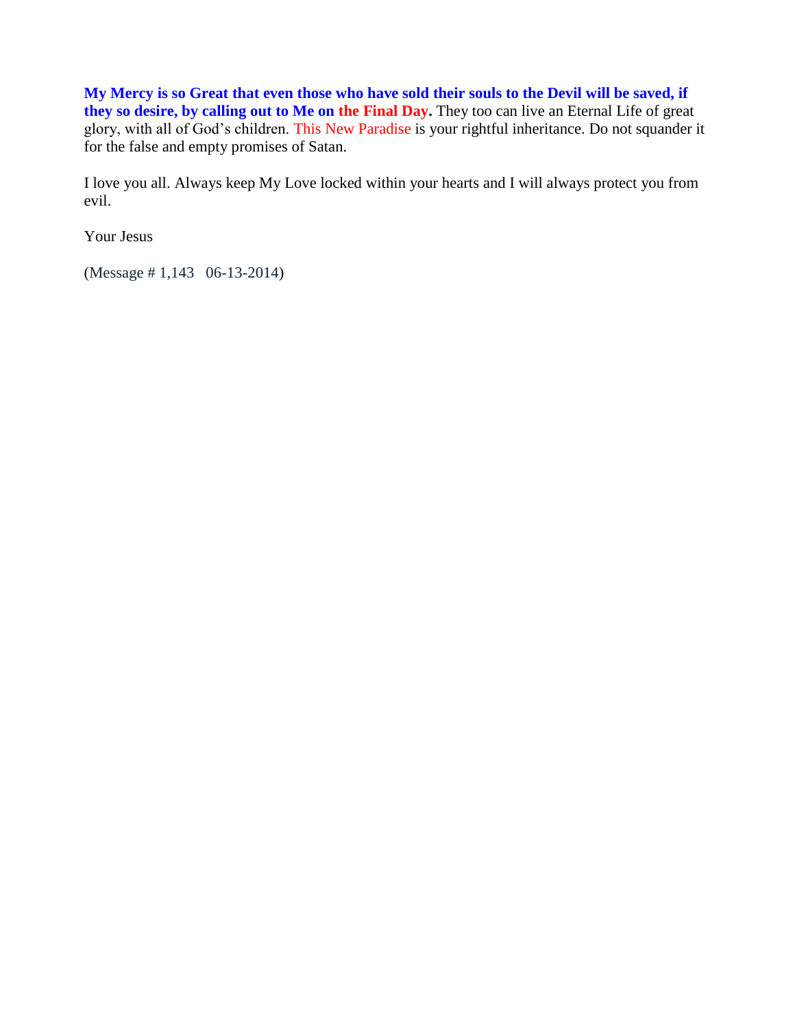**My Mercy is so Great that even those who have sold their souls to the Devil will be saved, if they so desire, by calling out to Me on the Final Day.** They too can live an Eternal Life of great glory, with all of God's children. This New Paradise is your rightful inheritance. Do not squander it for the false and empty promises of Satan.

I love you all. Always keep My Love locked within your hearts and I will always protect you from evil.

Your Jesus

(Message # 1,143 06-13-2014)